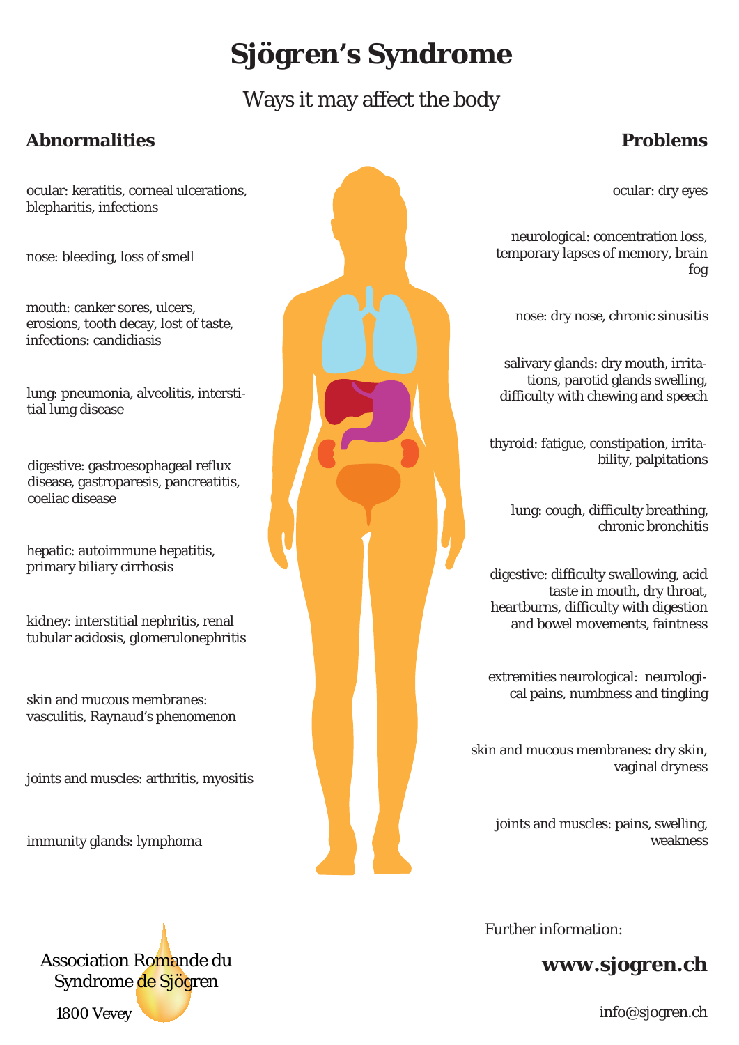# Sjögren's Syndrome

Ways it may affect the body

## Abnormalities

ocular: keratitis, corneal ulcerations, blepharitis, infections

nose: bleeding, loss of smell

mouth: canker sores, ulcers, erosions, tooth decay, lost of taste, infections: candidiasis

lung: pneumonia, alveolitis, interstitial lung disease

digestive: gastroesophageal reflux disease, gastroparesis, pancreatitis, coeliac disease

hepatic: autoimmune hepatitis, primary biliary cirrhosis

kidney: interstitial nephritis, renal tubular acidosis, glomerulonephritis

skin and mucous membranes: vasculitis, Raynaud's phenomenon

joints and muscles: arthritis, myositis

immunity glands: lymphoma

## Problems

ocular: dry eyes

neurological: concentration loss, temporary lapses of memory, brain fog

nose: dry nose, chronic sinusitis

salivary glands: dry mouth, irritations, parotid glands swelling, difficulty with chewing and speech

thyroid: fatigue, constipation, irritability, palpitations

lung: cough, difficulty breathing, chronic bronchitis

digestive: difficulty swallowing, acid taste in mouth, dry throat, heartburns, difficulty with digestion and bowel movements, faintness

extremities neurological: neurological pains, numbness and tingling

skin and mucous membranes: dry skin, vaginal dryness

joints and muscles: pains, swelling, weakness

Association Romande du Syndrome de Sjögren

1800 Vevey

Further information:

**www.sjogren.ch**

info@sjogren.ch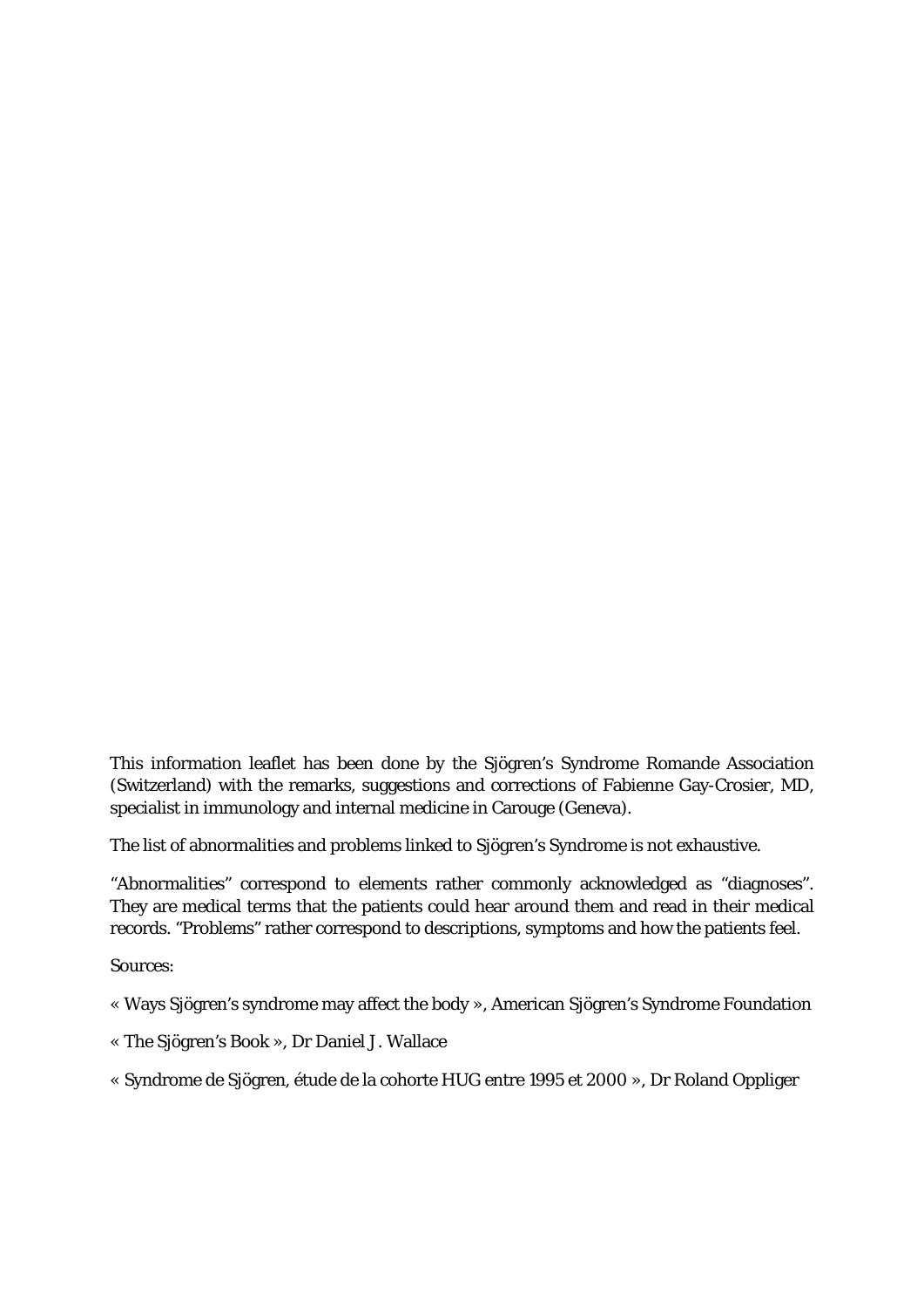This information leaflet has been done by the Sjögren's Syndrome Romande Association (Switzerland) with the remarks, suggestions and corrections of Fabienne Gay-Crosier, MD, specialist in immunology and internal medicine in Carouge (Geneva).

The list of abnormalities and problems linked to Sjögren's Syndrome is not exhaustive.

"Abnormalities" correspond to elements rather commonly acknowledged as "diagnoses". They are medical terms that the patients could hear around them and read in their medical records. "Problems" rather correspond to descriptions, symptoms and how the patients feel.

Sources:

« Ways Sjögren's syndrome may affect the body », American Sjögren's Syndrome Foundation

« The Sjögren's Book », Dr Daniel J. Wallace

« Syndrome de Sjögren, étude de la cohorte HUG entre 1995 et 2000 », Dr Roland Oppliger